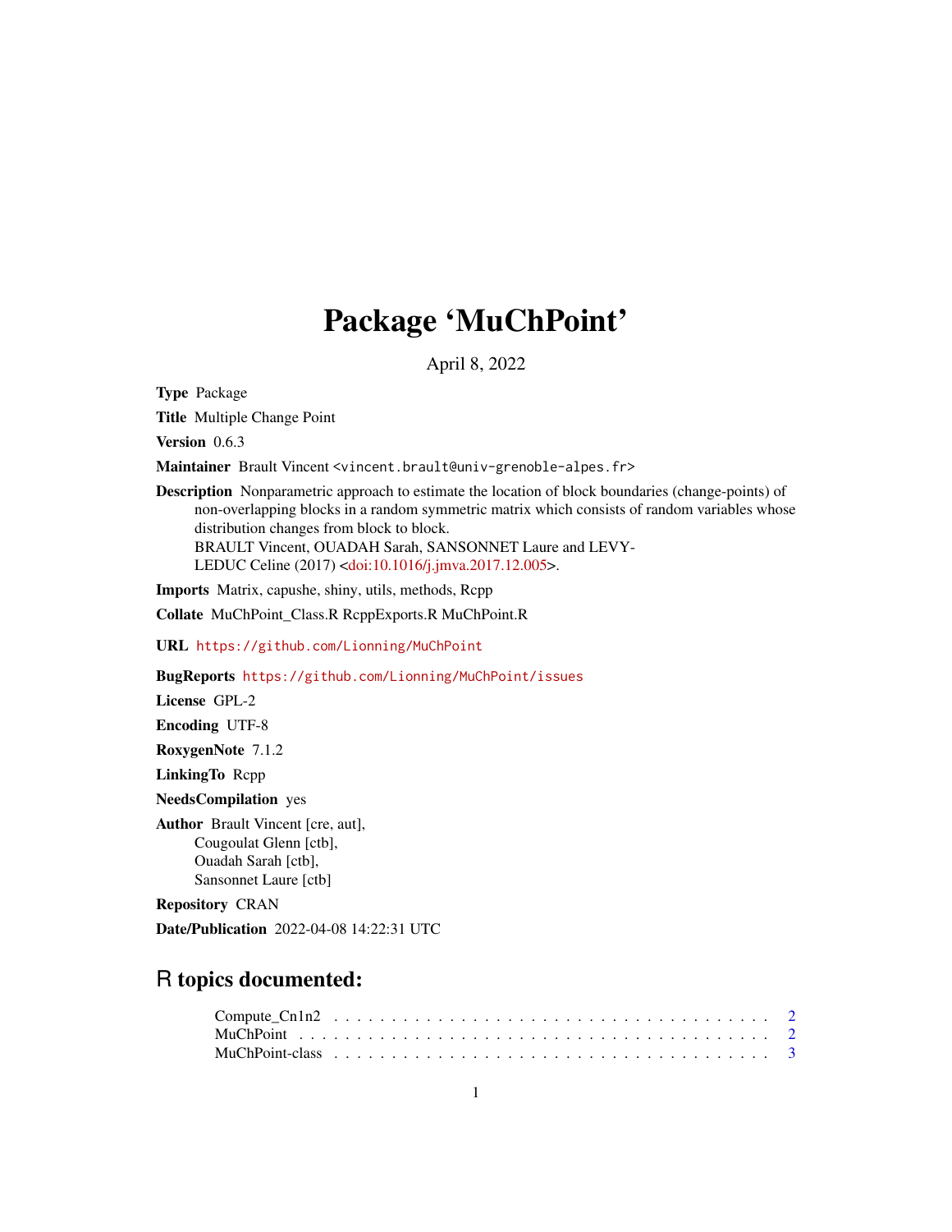# Package 'MuChPoint'

April 8, 2022

**Type** Package

**Title** Multiple Change Point

**Version** 0.6.3

**Maintainer** Brault Vincent <vincent.brault@univ-grenoble-alpes.fr>

**Description** Nonparametric approach to estimate the location of block boundaries (change-points) of non-overlapping blocks in a random symmetric matrix which consists of random variables whose distribution changes from block to block.
BRAULT Vincent, OUADAH Sarah, SANSONNET Laure and LEVY-LEDUC Celine (2017) <doi:10.1016/j.jmva.2017.12.005>.

**Imports** Matrix, capushe, shiny, utils, methods, Rcpp

**Collate** MuChPoint_Class.R RcppExports.R MuChPoint.R

**URL** https://github.com/Lionning/MuChPoint

**BugReports** https://github.com/Lionning/MuChPoint/issues

**License** GPL-2

**Encoding** UTF-8

**RoxygenNote** 7.1.2

**LinkingTo** Rcpp

**NeedsCompilation** yes

**Author** Brault Vincent [cre, aut],
Cougoulat Glenn [ctb],
Ouadah Sarah [ctb],
Sansonnet Laure [ctb]

**Repository** CRAN

**Date/Publication** 2022-04-08 14:22:31 UTC

## R topics documented:

Compute_Cn1n2 . . . . . . . . . . . . . . . . . . . . . . . . . . . . . . . . . . . . 2
MuChPoint . . . . . . . . . . . . . . . . . . . . . . . . . . . . . . . . . . . . 2
MuChPoint-class . . . . . . . . . . . . . . . . . . . . . . . . . . . . . . . . . . . . 3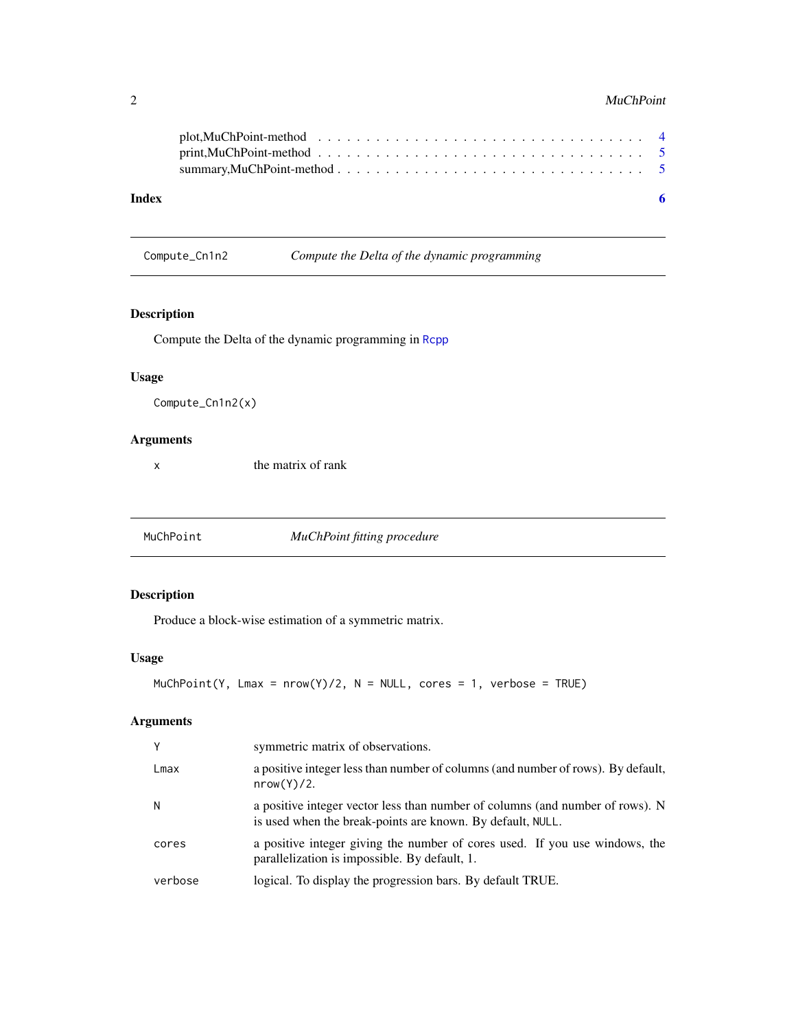plot,MuChPoint-method . . . . . . . . . . . . . . . . . . . . . . . . . . . . . . . 4
print,MuChPoint-method . . . . . . . . . . . . . . . . . . . . . . . . . . . . . . . 5
summary,MuChPoint-method . . . . . . . . . . . . . . . . . . . . . . . . . . . . . 5

**Index** **6**

---

## Compute_Cn1n2 — *Compute the Delta of the dynamic programming*

### Description

Compute the Delta of the dynamic programming in Rcpp

### Usage

```
Compute_Cn1n2(x)
```

### Arguments

| | |
|---|---|
| x | the matrix of rank |

---

## MuChPoint — *MuChPoint fitting procedure*

### Description

Produce a block-wise estimation of a symmetric matrix.

### Usage

```
MuChPoint(Y, Lmax = nrow(Y)/2, N = NULL, cores = 1, verbose = TRUE)
```

### Arguments

| | |
|---|---|
| Y | symmetric matrix of observations. |
| Lmax | a positive integer less than number of columns (and number of rows). By default, `nrow(Y)/2`. |
| N | a positive integer vector less than number of columns (and number of rows). N is used when the break-points are known. By default, `NULL`. |
| cores | a positive integer giving the number of cores used. If you use windows, the parallelization is impossible. By default, 1. |
| verbose | logical. To display the progression bars. By default TRUE. |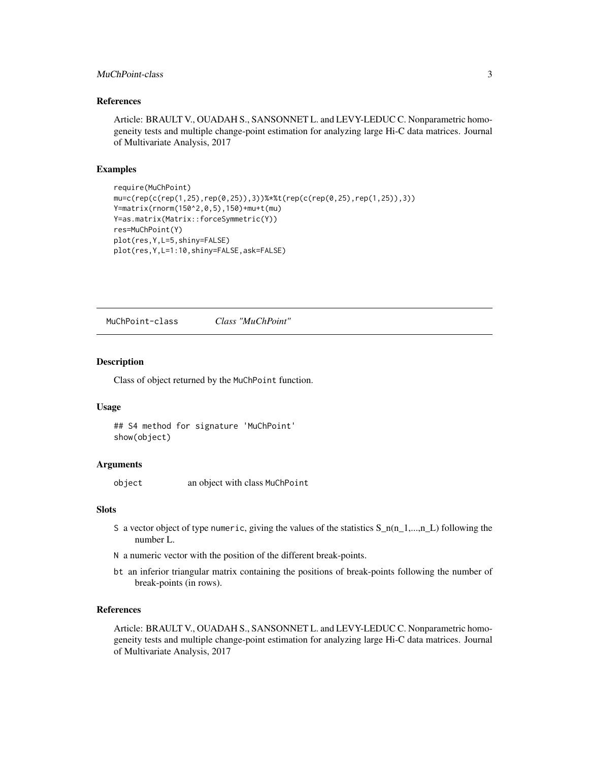### References

Article: BRAULT V., OUADAH S., SANSONNET L. and LEVY-LEDUC C. Nonparametric homogeneity tests and multiple change-point estimation for analyzing large Hi-C data matrices. Journal of Multivariate Analysis, 2017

### Examples

```
require(MuChPoint)
mu=c(rep(c(rep(1,25),rep(0,25)),3))%*%t(rep(c(rep(0,25),rep(1,25)),3))
Y=matrix(rnorm(150^2,0,5),150)+mu+t(mu)
Y=as.matrix(Matrix::forceSymmetric(Y))
res=MuChPoint(Y)
plot(res,Y,L=5,shiny=FALSE)
plot(res,Y,L=1:10,shiny=FALSE,ask=FALSE)
```

---

## MuChPoint-class    *Class "MuChPoint"*

### Description

Class of object returned by the MuChPoint function.

### Usage

```
## S4 method for signature 'MuChPoint'
show(object)
```

### Arguments

| | |
|---|---|
| object | an object with class MuChPoint |

### Slots

- S a vector object of type numeric, giving the values of the statistics S_n(n_1,...,n_L) following the number L.
- N a numeric vector with the position of the different break-points.
- bt an inferior triangular matrix containing the positions of break-points following the number of break-points (in rows).

### References

Article: BRAULT V., OUADAH S., SANSONNET L. and LEVY-LEDUC C. Nonparametric homogeneity tests and multiple change-point estimation for analyzing large Hi-C data matrices. Journal of Multivariate Analysis, 2017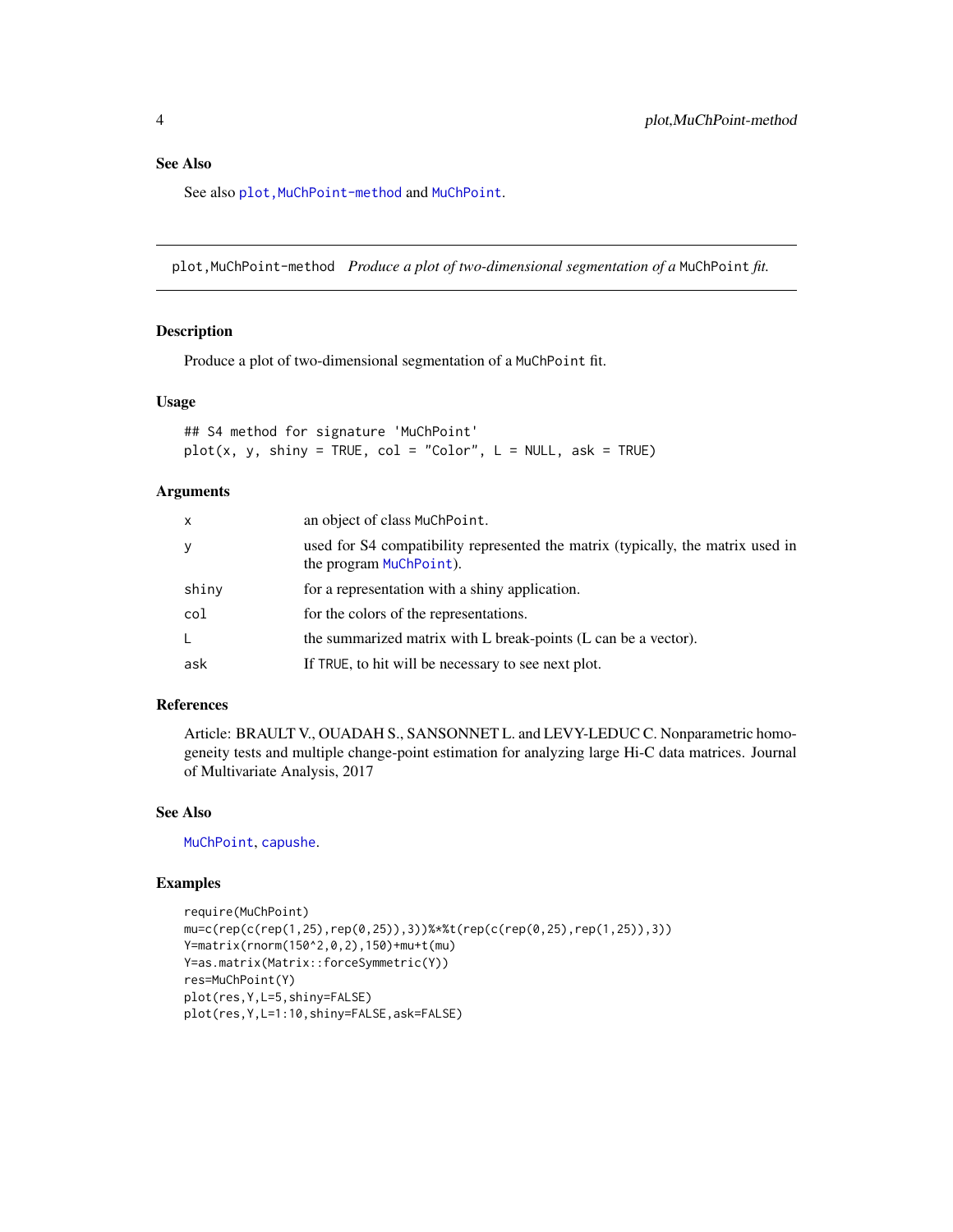### See Also

See also `plot,MuChPoint-method` and `MuChPoint`.

---

## plot,MuChPoint-method    *Produce a plot of two-dimensional segmentation of a* `MuChPoint` *fit.*

### Description

Produce a plot of two-dimensional segmentation of a `MuChPoint` fit.

### Usage

```
## S4 method for signature 'MuChPoint'
plot(x, y, shiny = TRUE, col = "Color", L = NULL, ask = TRUE)
```

### Arguments

| | |
|---|---|
| `x` | an object of class `MuChPoint`. |
| `y` | used for S4 compatibility represented the matrix (typically, the matrix used in the program `MuChPoint`). |
| `shiny` | for a representation with a shiny application. |
| `col` | for the colors of the representations. |
| `L` | the summarized matrix with L break-points (L can be a vector). |
| `ask` | If `TRUE`, to hit will be necessary to see next plot. |

### References

Article: BRAULT V., OUADAH S., SANSONNET L. and LEVY-LEDUC C. Nonparametric homogeneity tests and multiple change-point estimation for analyzing large Hi-C data matrices. Journal of Multivariate Analysis, 2017

### See Also

`MuChPoint`, `capushe`.

### Examples

```
require(MuChPoint)
mu=c(rep(c(rep(1,25),rep(0,25)),3))%*%t(rep(c(rep(0,25),rep(1,25)),3))
Y=matrix(rnorm(150^2,0,2),150)+mu+t(mu)
Y=as.matrix(Matrix::forceSymmetric(Y))
res=MuChPoint(Y)
plot(res,Y,L=5,shiny=FALSE)
plot(res,Y,L=1:10,shiny=FALSE,ask=FALSE)
```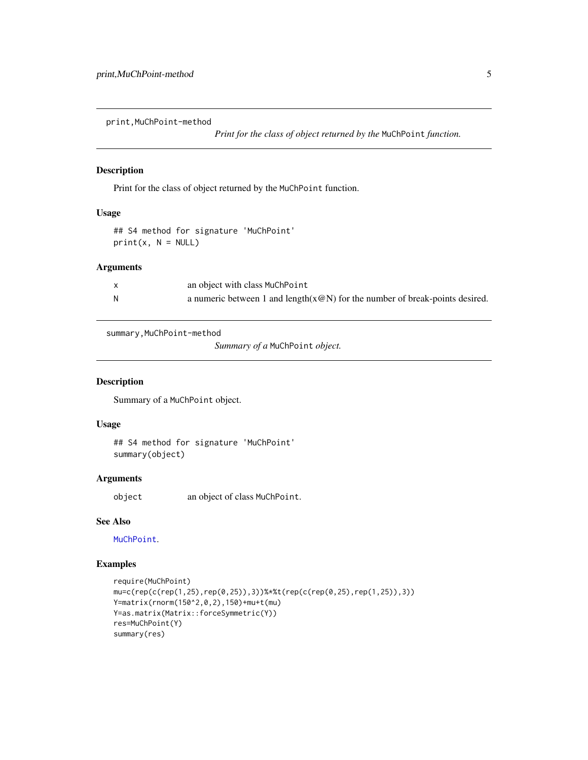## print,MuChPoint-method

*Print for the class of object returned by the* `MuChPoint` *function.*

### Description

Print for the class of object returned by the `MuChPoint` function.

### Usage

```
## S4 method for signature 'MuChPoint'
print(x, N = NULL)
```

### Arguments

| | |
|---|---|
| x | an object with class `MuChPoint` |
| N | a numeric between 1 and length(x@N) for the number of break-points desired. |

## summary,MuChPoint-method

*Summary of a* `MuChPoint` *object.*

### Description

Summary of a `MuChPoint` object.

### Usage

```
## S4 method for signature 'MuChPoint'
summary(object)
```

### Arguments

| | |
|---|---|
| object | an object of class `MuChPoint`. |

### See Also

`MuChPoint`.

### Examples

```
require(MuChPoint)
mu=c(rep(c(rep(1,25),rep(0,25)),3))%*%t(rep(c(rep(0,25),rep(1,25)),3))
Y=matrix(rnorm(150^2,0,2),150)+mu+t(mu)
Y=as.matrix(Matrix::forceSymmetric(Y))
res=MuChPoint(Y)
summary(res)
```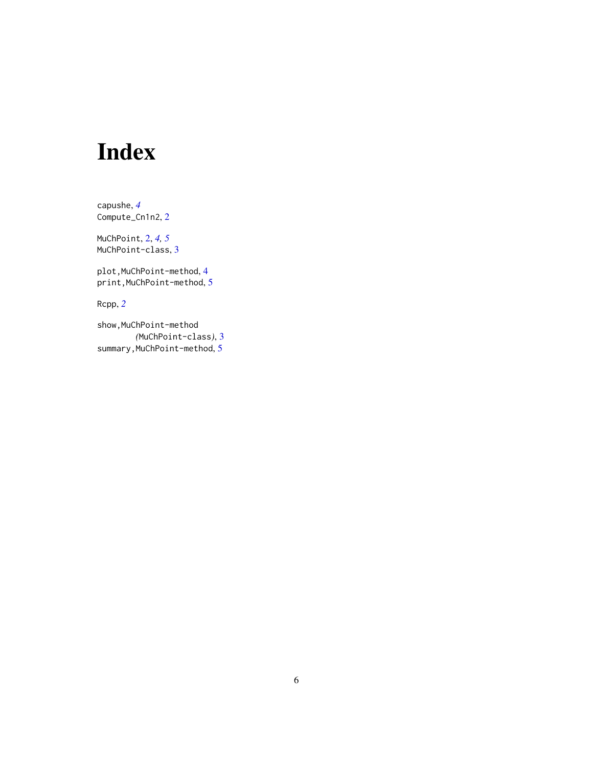# Index

capushe, *4*  
Compute_Cn1n2, 2

MuChPoint, 2, *4, 5*  
MuChPoint-class, 3

plot,MuChPoint-method, 4  
print,MuChPoint-method, 5

Rcpp, *2*

show,MuChPoint-method  
    *(*MuChPoint-class*)*, 3  
summary,MuChPoint-method, 5